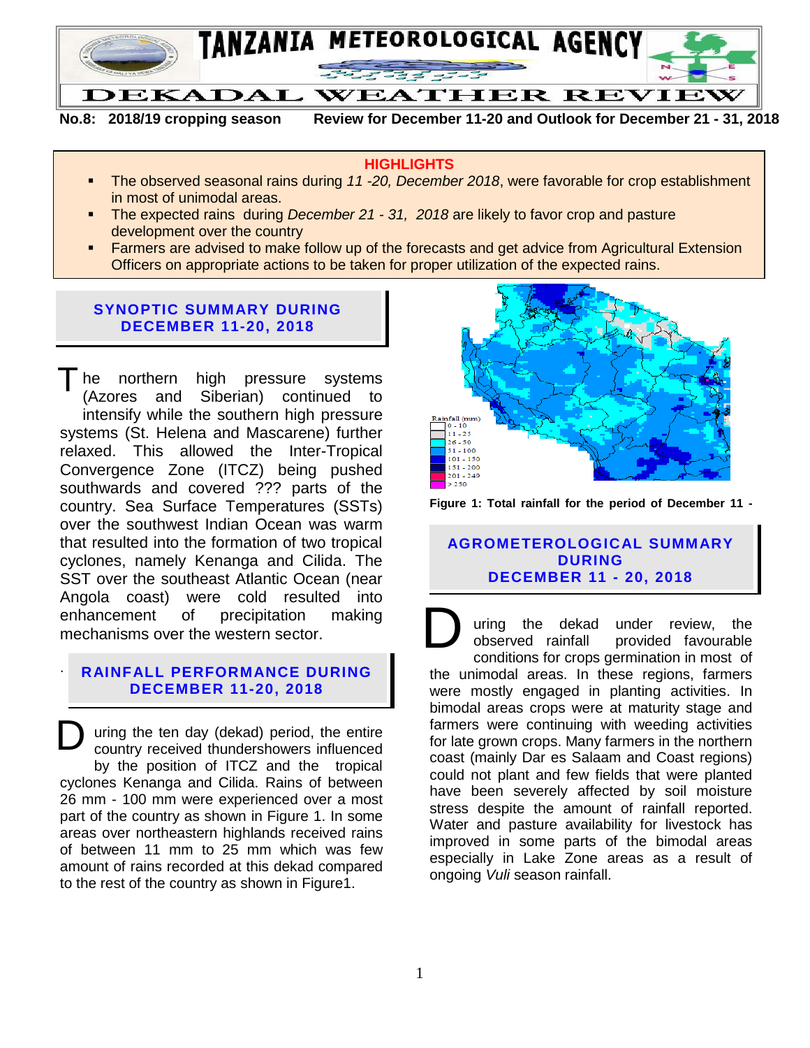# TANZANIA METEOROLOGICAL AGENCY

## DEKADAL WEATHER REVIEW

**No.8: 2018/19 cropping season** **Review for December 11-20 and Outlook for December 21 - 31, 2018**

### HIGHLIGHTS

- The observed seasonal rains during *11 -20, December 2018*, were favorable for crop establishment in most of unimodal areas.
- The expected rains during *December 21 - 31, 2018* are likely to favor crop and pasture development over the country
- Farmers are advised to make follow up of the forecasts and get advice from Agricultural Extension Officers on appropriate actions to be taken for proper utilization of the expected rains.

### SYNOPTIC SUMMARY DURING DECEMBER 11-20, 2018

The northern high pressure systems (Azores and Siberian) continued to intensify while the southern high pressure systems (St. Helena and Mascarene) further relaxed. This allowed the Inter-Tropical Convergence Zone (ITCZ) being pushed southwards and covered ??? parts of the country. Sea Surface Temperatures (SSTs) over the southwest Indian Ocean was warm that resulted into the formation of two tropical cyclones, namely Kenanga and Cilida. The SST over the southeast Atlantic Ocean (near Angola coast) were cold resulted into enhancement of precipitation making mechanisms over the western sector.

### RAINFALL PERFORMANCE DURING DECEMBER 11-20, 2018

During the ten day (dekad) period, the entire country received thundershowers influenced by the position of ITCZ and the tropical cyclones Kenanga and Cilida. Rains of between 26 mm - 100 mm were experienced over a most part of the country as shown in Figure 1. In some areas over northeastern highlands received rains of between 11 mm to 25 mm which was few amount of rains recorded at this dekad compared to the rest of the country as shown in Figure1.

Rainfall (mm): 0 - 10; 11 - 25; 26 - 50; 51 - 100; 101 - 150; 151 - 200; 201 - 249; > 250

**Figure 1: Total rainfall for the period of December 11 -**

### AGROMETEROLOGICAL SUMMARY DURING DECEMBER 11 - 20, 2018

During the dekad under review, the observed rainfall provided favourable conditions for crops germination in most of the unimodal areas. In these regions, farmers were mostly engaged in planting activities. In bimodal areas crops were at maturity stage and farmers were continuing with weeding activities for late grown crops. Many farmers in the northern coast (mainly Dar es Salaam and Coast regions) could not plant and few fields that were planted have been severely affected by soil moisture stress despite the amount of rainfall reported. Water and pasture availability for livestock has improved in some parts of the bimodal areas especially in Lake Zone areas as a result of ongoing *Vuli* season rainfall.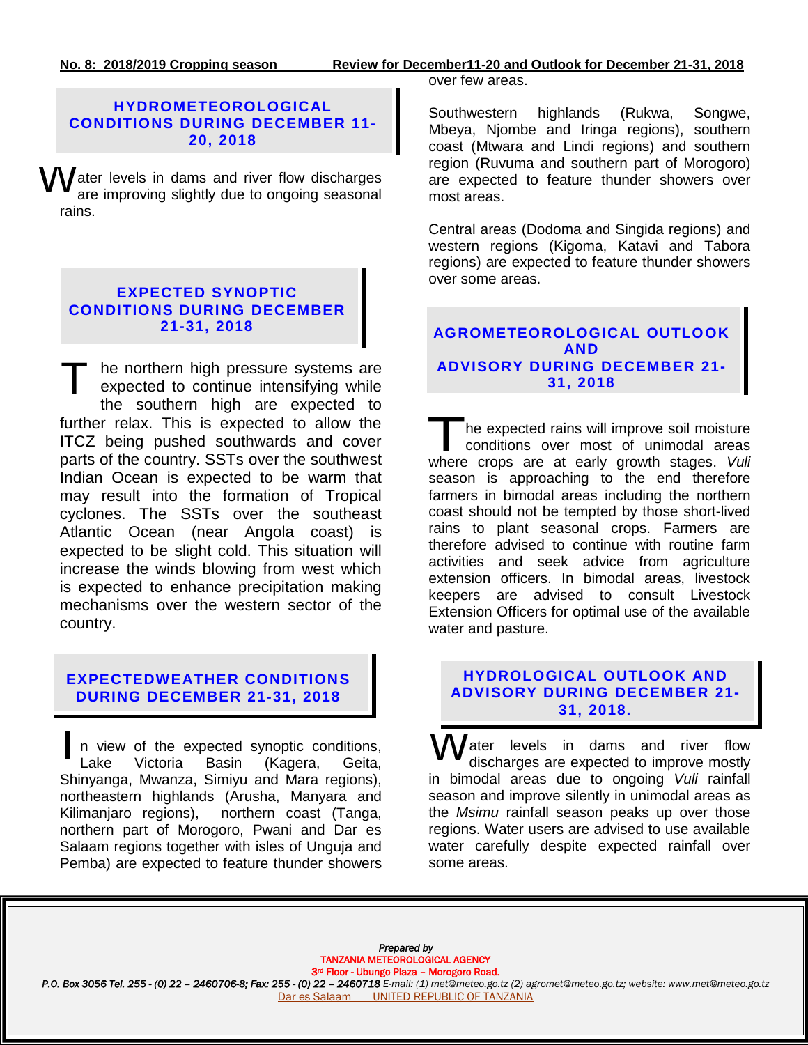## HYDROMETEOROLOGICAL CONDITIONS DURING DECEMBER 11-20, 2018

Water levels in dams and river flow discharges are improving slightly due to ongoing seasonal rains.

## EXPECTED SYNOPTIC CONDITIONS DURING DECEMBER 21-31, 2018

The northern high pressure systems are expected to continue intensifying while the southern high are expected to further relax. This is expected to allow the ITCZ being pushed southwards and cover parts of the country. SSTs over the southwest Indian Ocean is expected to be warm that may result into the formation of Tropical cyclones. The SSTs over the southeast Atlantic Ocean (near Angola coast) is expected to be slight cold. This situation will increase the winds blowing from west which is expected to enhance precipitation making mechanisms over the western sector of the country.

## EXPECTEDWEATHER CONDITIONS DURING DECEMBER 21-31, 2018

In view of the expected synoptic conditions, Lake Victoria Basin (Kagera, Geita, Shinyanga, Mwanza, Simiyu and Mara regions), northeastern highlands (Arusha, Manyara and Kilimanjaro regions), northern coast (Tanga, northern part of Morogoro, Pwani and Dar es Salaam regions together with isles of Unguja and Pemba) are expected to feature thunder showers over few areas.

Southwestern highlands (Rukwa, Songwe, Mbeya, Njombe and Iringa regions), southern coast (Mtwara and Lindi regions) and southern region (Ruvuma and southern part of Morogoro) are expected to feature thunder showers over most areas.

Central areas (Dodoma and Singida regions) and western regions (Kigoma, Katavi and Tabora regions) are expected to feature thunder showers over some areas.

## AGROMETEOROLOGICAL OUTLOOK AND ADVISORY DURING DECEMBER 21-31, 2018

The expected rains will improve soil moisture conditions over most of unimodal areas where crops are at early growth stages. *Vuli* season is approaching to the end therefore farmers in bimodal areas including the northern coast should not be tempted by those short-lived rains to plant seasonal crops. Farmers are therefore advised to continue with routine farm activities and seek advice from agriculture extension officers. In bimodal areas, livestock keepers are advised to consult Livestock Extension Officers for optimal use of the available water and pasture.

## HYDROLOGICAL OUTLOOK AND ADVISORY DURING DECEMBER 21-31, 2018.

Water levels in dams and river flow discharges are expected to improve mostly in bimodal areas due to ongoing *Vuli* rainfall season and improve silently in unimodal areas as the *Msimu* rainfall season peaks up over those regions. Water users are advised to use available water carefully despite expected rainfall over some areas.

*Prepared by*
TANZANIA METEOROLOGICAL AGENCY
3rd Floor - Ubungo Plaza – Morogoro Road.
*P.O. Box 3056 Tel. 255 - (0) 22 – 2460706-8; Fax: 255 - (0) 22 – 2460718 E-mail: (1) met@meteo.go.tz (2) agromet@meteo.go.tz; website: www.met@meteo.go.tz*
Dar es Salaam UNITED REPUBLIC OF TANZANIA